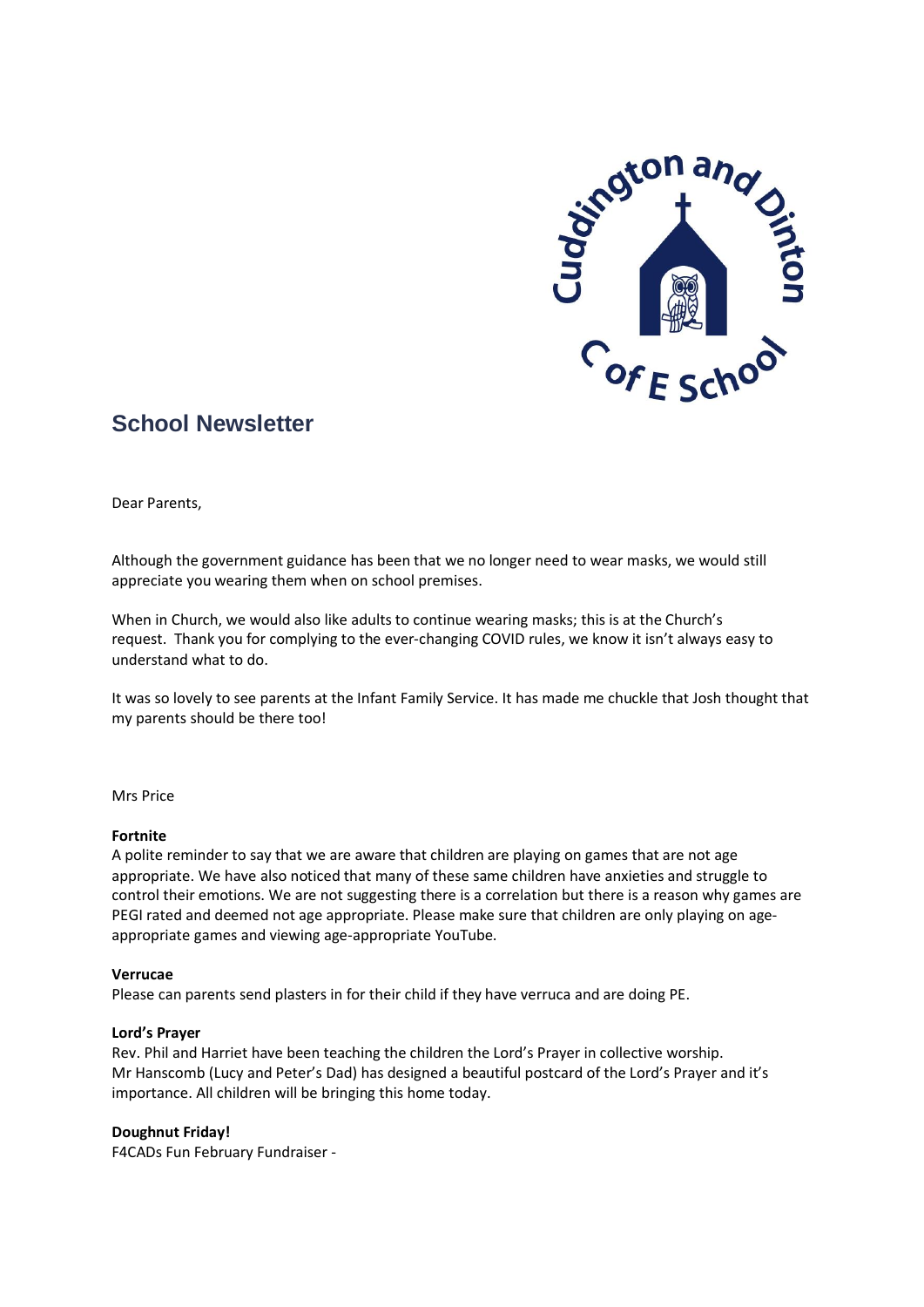## School Newsletter

Dear Parents,

Although the government guidance has been that we no longer need to wear masks, we would still appreciate you wearing them when on school premises.

When in Church, we would also like adults to continue wearing masks; this is at the Church's request. Thank you for complying to the ever-changing COVID rules, we know it isn't always easy to understand what to do.

It was so lovely to see parents at the Infant Family Service. It has made me chuckle that Josh thought that my parents should be there too!

Mrs Price

**Fortnite**
A polite reminder to say that we are aware that children are playing on games that are not age appropriate. We have also noticed that many of these same children have anxieties and struggle to control their emotions. We are not suggesting there is a correlation but there is a reason why games are PEGI rated and deemed not age appropriate. Please make sure that children are only playing on age-appropriate games and viewing age-appropriate YouTube.

**Verrucae**
Please can parents send plasters in for their child if they have verruca and are doing PE.

**Lord's Prayer**
Rev. Phil and Harriet have been teaching the children the Lord's Prayer in collective worship. Mr Hanscomb (Lucy and Peter's Dad) has designed a beautiful postcard of the Lord's Prayer and it's importance. All children will be bringing this home today.

**Doughnut Friday!**
F4CADs Fun February Fundraiser -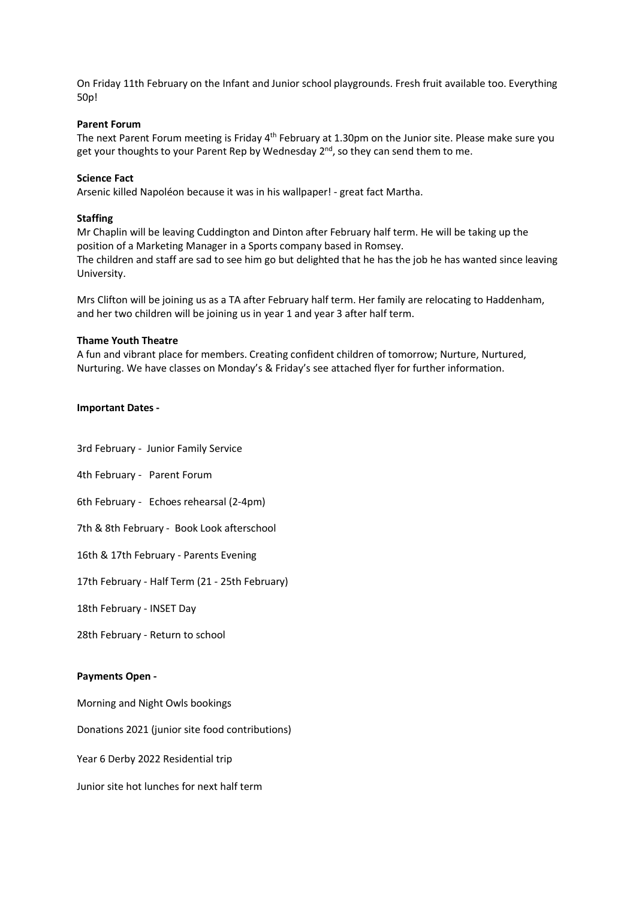On Friday 11th February on the Infant and Junior school playgrounds. Fresh fruit available too. Everything 50p!

**Parent Forum**

The next Parent Forum meeting is Friday 4th February at 1.30pm on the Junior site. Please make sure you get your thoughts to your Parent Rep by Wednesday 2nd, so they can send them to me.

**Science Fact**

Arsenic killed Napoléon because it was in his wallpaper! - great fact Martha.

**Staffing**

Mr Chaplin will be leaving Cuddington and Dinton after February half term. He will be taking up the position of a Marketing Manager in a Sports company based in Romsey.
The children and staff are sad to see him go but delighted that he has the job he has wanted since leaving University.

Mrs Clifton will be joining us as a TA after February half term. Her family are relocating to Haddenham, and her two children will be joining us in year 1 and year 3 after half term.

**Thame Youth Theatre**

A fun and vibrant place for members. Creating confident children of tomorrow; Nurture, Nurtured, Nurturing. We have classes on Monday's & Friday's see attached flyer for further information.

**Important Dates -**

3rd February - Junior Family Service

4th February - Parent Forum

6th February - Echoes rehearsal (2-4pm)

7th & 8th February - Book Look afterschool

16th & 17th February - Parents Evening

17th February - Half Term (21 - 25th February)

18th February - INSET Day

28th February - Return to school

**Payments Open -**

Morning and Night Owls bookings

Donations 2021 (junior site food contributions)

Year 6 Derby 2022 Residential trip

Junior site hot lunches for next half term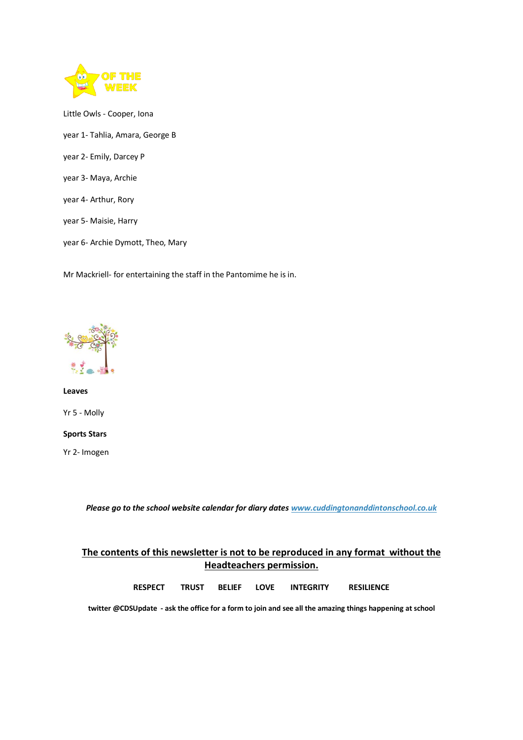OF THE WEEK

Little Owls - Cooper, Iona

year 1- Tahlia, Amara, George B

year 2- Emily, Darcey P

year 3- Maya, Archie

year 4- Arthur, Rory

year 5- Maisie, Harry

year 6- Archie Dymott, Theo, Mary

Mr Mackriell- for entertaining the staff in the Pantomime he is in.

**Leaves**

Yr 5 - Molly

**Sports Stars**

Yr 2- Imogen

***Please go to the school website calendar for diary dates [www.cuddingtonanddintonschool.co.uk](www.cuddingtonanddintonschool.co.uk)***

**The contents of this newsletter is not to be reproduced in any format without the Headteachers permission.**

**RESPECT TRUST BELIEF LOVE INTEGRITY RESILIENCE**

**twitter @CDSUpdate - ask the office for a form to join and see all the amazing things happening at school**